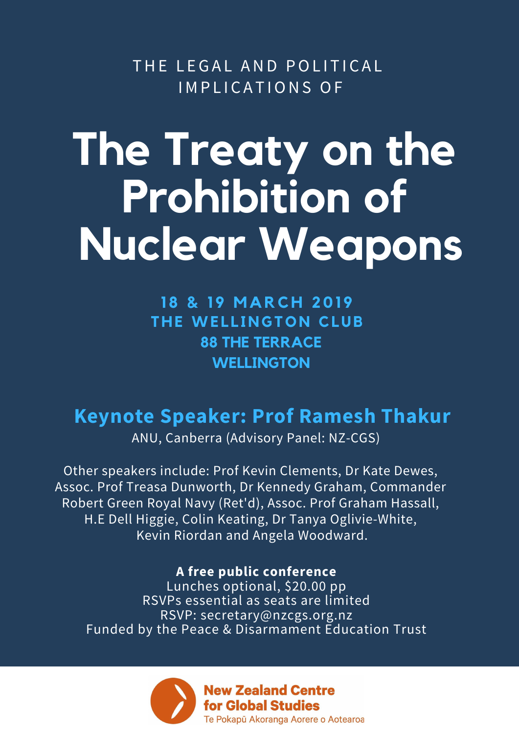THE LEGAL AND POLITICAL IMPLICATIONS OF

# The Treaty on the Prohibition of Nuclear Weapons

**18 & 19 MARCH 2019**
**THE WELLINGTON CLUB**
**88 THE TERRACE**
**WELLINGTON**

## Keynote Speaker: Prof Ramesh Thakur

ANU, Canberra (Advisory Panel: NZ-CGS)

Other speakers include: Prof Kevin Clements, Dr Kate Dewes, Assoc. Prof Treasa Dunworth, Dr Kennedy Graham, Commander Robert Green Royal Navy (Ret'd), Assoc. Prof Graham Hassall, H.E Dell Higgie, Colin Keating, Dr Tanya Oglivie-White, Kevin Riordan and Angela Woodward.

**A free public conference**
Lunches optional, $20.00 pp
RSVPs essential as seats are limited
RSVP: secretary@nzcgs.org.nz
Funded by the Peace & Disarmament Education Trust

**New Zealand Centre for Global Studies**
Te Pokapū Akoranga Aorere o Aotearoa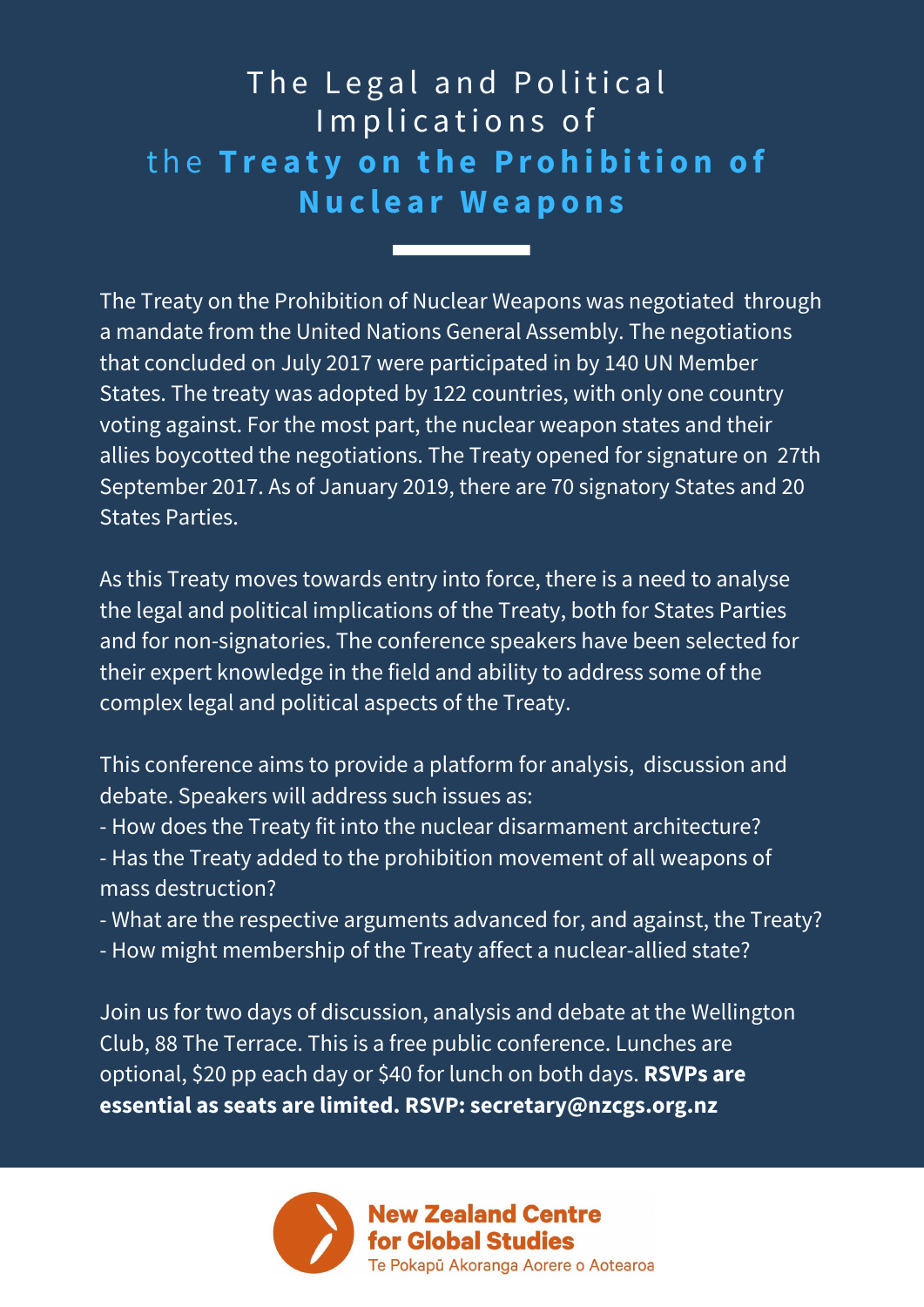# The Legal and Political Implications of the **Treaty on the Prohibition of Nuclear Weapons**

The Treaty on the Prohibition of Nuclear Weapons was negotiated through a mandate from the United Nations General Assembly. The negotiations that concluded on July 2017 were participated in by 140 UN Member States. The treaty was adopted by 122 countries, with only one country voting against. For the most part, the nuclear weapon states and their allies boycotted the negotiations. The Treaty opened for signature on 27th September 2017. As of January 2019, there are 70 signatory States and 20 States Parties.

As this Treaty moves towards entry into force, there is a need to analyse the legal and political implications of the Treaty, both for States Parties and for non-signatories. The conference speakers have been selected for their expert knowledge in the field and ability to address some of the complex legal and political aspects of the Treaty.

This conference aims to provide a platform for analysis, discussion and debate. Speakers will address such issues as:

- How does the Treaty fit into the nuclear disarmament architecture?
- Has the Treaty added to the prohibition movement of all weapons of mass destruction?
- What are the respective arguments advanced for, and against, the Treaty?
- How might membership of the Treaty affect a nuclear-allied state?

Join us for two days of discussion, analysis and debate at the Wellington Club, 88 The Terrace. This is a free public conference. Lunches are optional, $20 pp each day or $40 for lunch on both days. **RSVPs are essential as seats are limited. RSVP: secretary@nzcgs.org.nz**

**New Zealand Centre for Global Studies**
Te Pokapū Akoranga Aorere o Aotearoa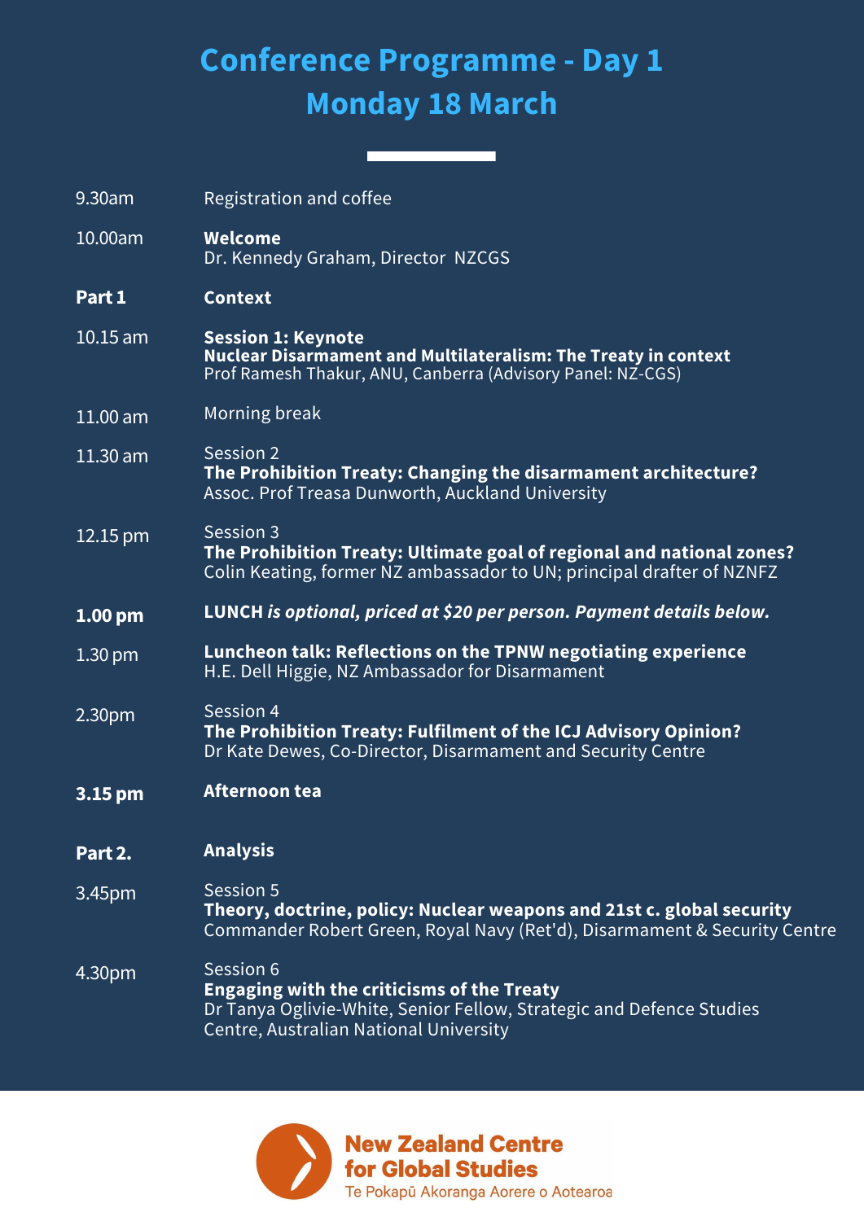# Conference Programme - Day 1
## Monday 18 March

| | |
|---|---|
| 9.30am | Registration and coffee |
| 10.00am | **Welcome**<br>Dr. Kennedy Graham, Director NZCGS |
| **Part 1** | **Context** |
| 10.15 am | **Session 1: Keynote**<br>**Nuclear Disarmament and Multilateralism: The Treaty in context**<br>Prof Ramesh Thakur, ANU, Canberra (Advisory Panel: NZ-CGS) |
| 11.00 am | Morning break |
| 11.30 am | Session 2<br>**The Prohibition Treaty: Changing the disarmament architecture?**<br>Assoc. Prof Treasa Dunworth, Auckland University |
| 12.15 pm | Session 3<br>**The Prohibition Treaty: Ultimate goal of regional and national zones?**<br>Colin Keating, former NZ ambassador to UN; principal drafter of NZNFZ |
| **1.00 pm** | ***LUNCH is optional, priced at $20 per person. Payment details below.*** |
| 1.30 pm | **Luncheon talk: Reflections on the TPNW negotiating experience**<br>H.E. Dell Higgie, NZ Ambassador for Disarmament |
| 2.30pm | Session 4<br>**The Prohibition Treaty: Fulfilment of the ICJ Advisory Opinion?**<br>Dr Kate Dewes, Co-Director, Disarmament and Security Centre |
| **3.15 pm** | **Afternoon tea** |
| **Part 2.** | **Analysis** |
| 3.45pm | Session 5<br>**Theory, doctrine, policy: Nuclear weapons and 21st c. global security**<br>Commander Robert Green, Royal Navy (Ret'd), Disarmament & Security Centre |
| 4.30pm | Session 6<br>**Engaging with the criticisms of the Treaty**<br>Dr Tanya Oglivie-White, Senior Fellow, Strategic and Defence Studies Centre, Australian National University |

**New Zealand Centre for Global Studies**
Te Pokapū Akoranga Aorere o Aotearoa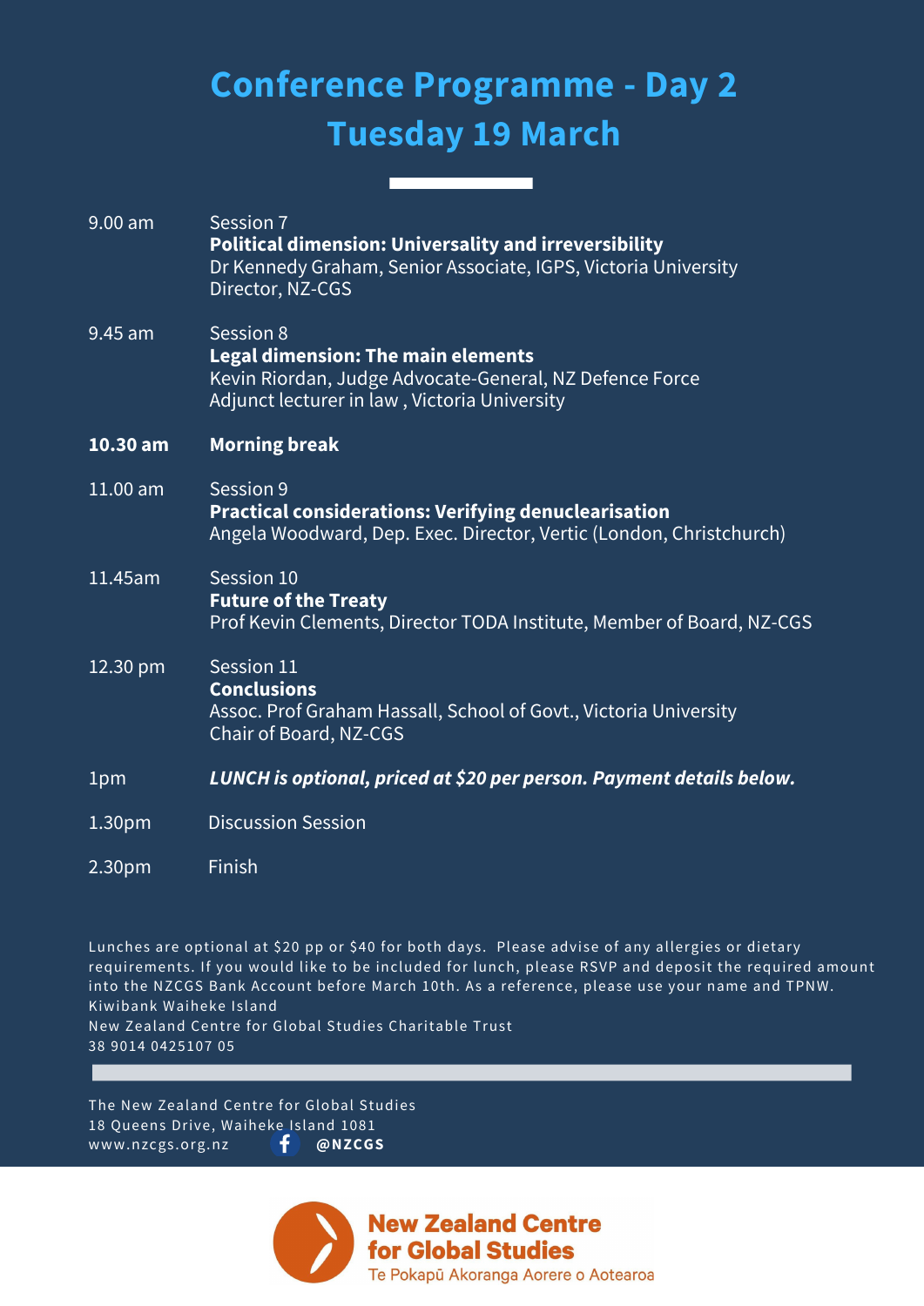# Conference Programme - Day 2
## Tuesday 19 March

| | |
|---|---|
| 9.00 am | Session 7<br>**Political dimension: Universality and irreversibility**<br>Dr Kennedy Graham, Senior Associate, IGPS, Victoria University<br>Director, NZ-CGS |
| 9.45 am | Session 8<br>**Legal dimension: The main elements**<br>Kevin Riordan, Judge Advocate-General, NZ Defence Force<br>Adjunct lecturer in law , Victoria University |
| **10.30 am** | **Morning break** |
| 11.00 am | Session 9<br>**Practical considerations: Verifying denuclearisation**<br>Angela Woodward, Dep. Exec. Director, Vertic (London, Christchurch) |
| 11.45am | Session 10<br>**Future of the Treaty**<br>Prof Kevin Clements, Director TODA Institute, Member of Board, NZ-CGS |
| 12.30 pm | Session 11<br>**Conclusions**<br>Assoc. Prof Graham Hassall, School of Govt., Victoria University<br>Chair of Board, NZ-CGS |
| 1pm | ***LUNCH is optional, priced at $20 per person. Payment details below.*** |
| 1.30pm | Discussion Session |
| 2.30pm | Finish |

Lunches are optional at $20 pp or $40 for both days. Please advise of any allergies or dietary requirements. If you would like to be included for lunch, please RSVP and deposit the required amount into the NZCGS Bank Account before March 10th. As a reference, please use your name and TPNW.
Kiwibank Waiheke Island
New Zealand Centre for Global Studies Charitable Trust
38 9014 0425107 05

The New Zealand Centre for Global Studies
18 Queens Drive, Waiheke Island 1081
www.nzcgs.org.nz @NZCGS

**New Zealand Centre for Global Studies**
Te Pokapū Akoranga Aorere o Aotearoa